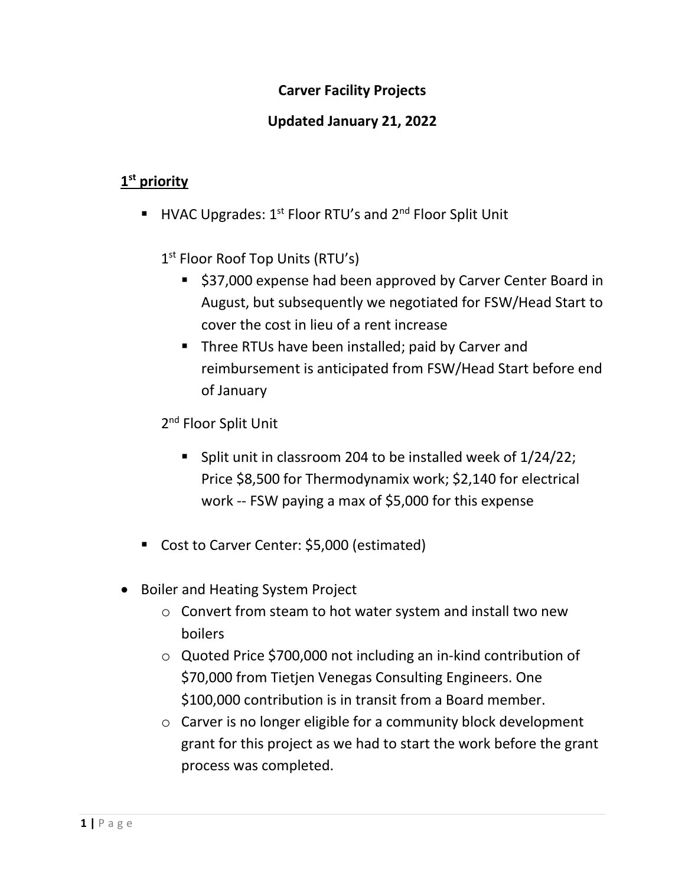# Carver Facility Projects

## Updated January 21, 2022

### 1st priority

- HVAC Upgrades: 1st Floor RTU's and 2nd Floor Split Unit

  1st Floor Roof Top Units (RTU's)

  - $37,000 expense had been approved by Carver Center Board in August, but subsequently we negotiated for FSW/Head Start to cover the cost in lieu of a rent increase
  - Three RTUs have been installed; paid by Carver and reimbursement is anticipated from FSW/Head Start before end of January

  2nd Floor Split Unit

  - Split unit in classroom 204 to be installed week of 1/24/22; Price $8,500 for Thermodynamix work; $2,140 for electrical work -- FSW paying a max of $5,000 for this expense

- Cost to Carver Center: $5,000 (estimated)

- Boiler and Heating System Project
  - Convert from steam to hot water system and install two new boilers
  - Quoted Price $700,000 not including an in-kind contribution of $70,000 from Tietjen Venegas Consulting Engineers. One $100,000 contribution is in transit from a Board member.
  - Carver is no longer eligible for a community block development grant for this project as we had to start the work before the grant process was completed.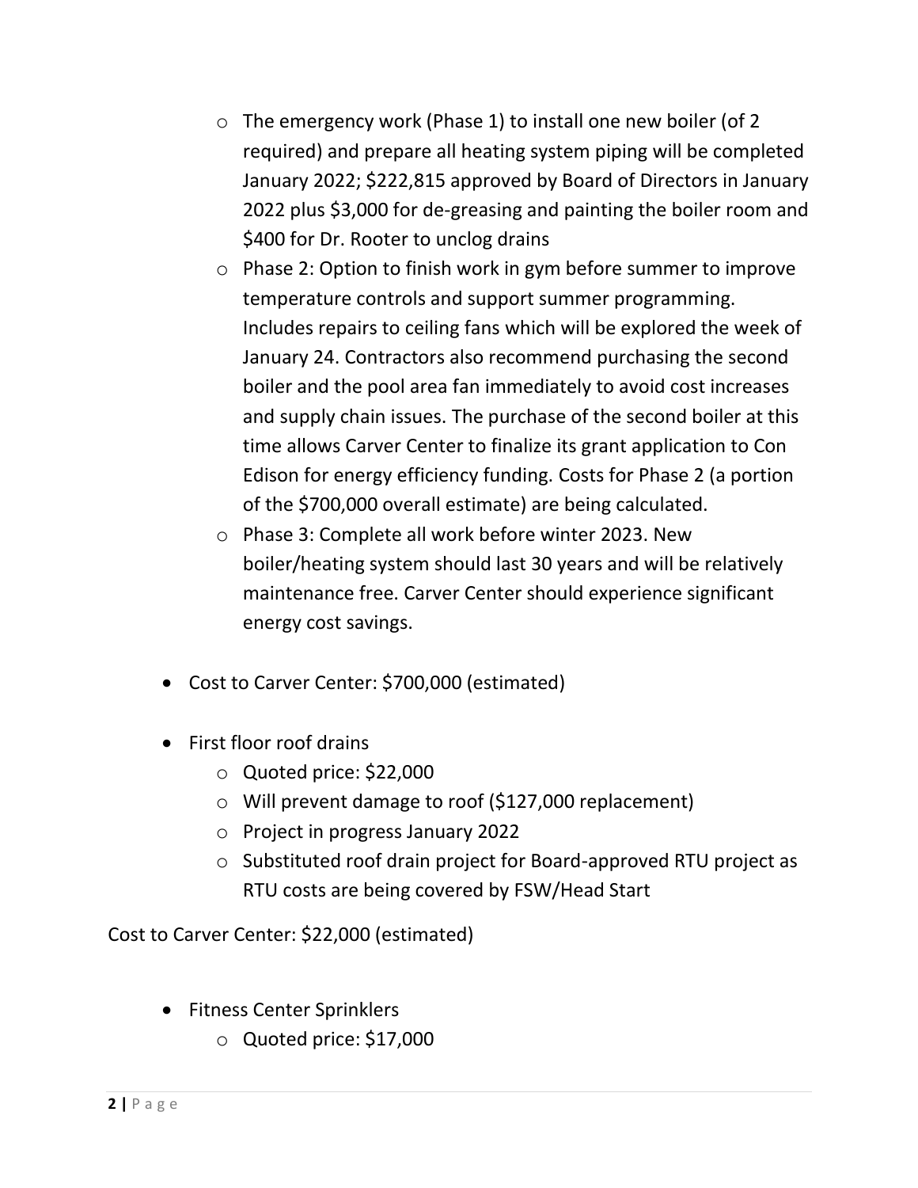- The emergency work (Phase 1) to install one new boiler (of 2 required) and prepare all heating system piping will be completed January 2022; $222,815 approved by Board of Directors in January 2022 plus $3,000 for de-greasing and painting the boiler room and $400 for Dr. Rooter to unclog drains
  - Phase 2: Option to finish work in gym before summer to improve temperature controls and support summer programming. Includes repairs to ceiling fans which will be explored the week of January 24. Contractors also recommend purchasing the second boiler and the pool area fan immediately to avoid cost increases and supply chain issues. The purchase of the second boiler at this time allows Carver Center to finalize its grant application to Con Edison for energy efficiency funding. Costs for Phase 2 (a portion of the $700,000 overall estimate) are being calculated.
  - Phase 3: Complete all work before winter 2023. New boiler/heating system should last 30 years and will be relatively maintenance free. Carver Center should experience significant energy cost savings.

- Cost to Carver Center: $700,000 (estimated)

- First floor roof drains
  - Quoted price: $22,000
  - Will prevent damage to roof ($127,000 replacement)
  - Project in progress January 2022
  - Substituted roof drain project for Board-approved RTU project as RTU costs are being covered by FSW/Head Start

Cost to Carver Center: $22,000 (estimated)

- Fitness Center Sprinklers
  - Quoted price: $17,000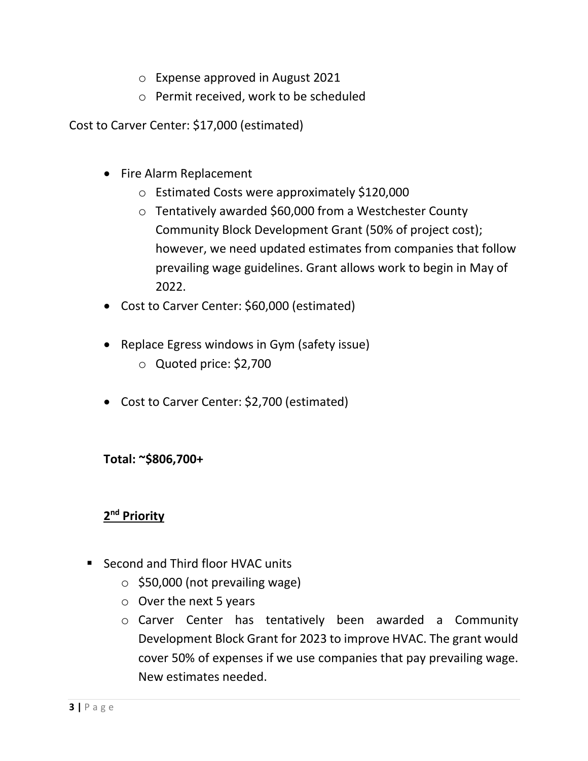- Expense approved in August 2021
    - Permit received, work to be scheduled

Cost to Carver Center: $17,000 (estimated)

- Fire Alarm Replacement
    - Estimated Costs were approximately $120,000
    - Tentatively awarded $60,000 from a Westchester County Community Block Development Grant (50% of project cost); however, we need updated estimates from companies that follow prevailing wage guidelines. Grant allows work to begin in May of 2022.
- Cost to Carver Center: $60,000 (estimated)

- Replace Egress windows in Gym (safety issue)
    - Quoted price: $2,700

- Cost to Carver Center: $2,700 (estimated)

**Total: ~$806,700+**

**<u>2nd Priority</u>**

- Second and Third floor HVAC units
    - $50,000 (not prevailing wage)
    - Over the next 5 years
    - Carver Center has tentatively been awarded a Community Development Block Grant for 2023 to improve HVAC. The grant would cover 50% of expenses if we use companies that pay prevailing wage. New estimates needed.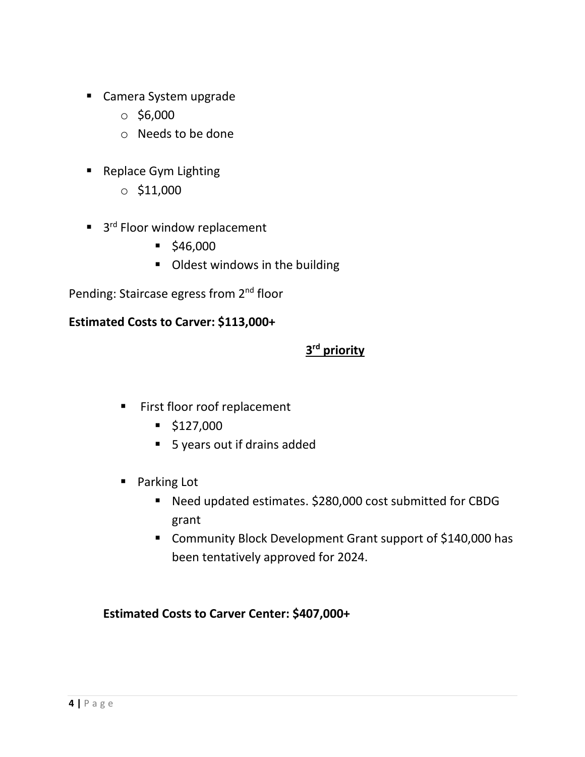- Camera System upgrade
  - $6,000
  - Needs to be done

- Replace Gym Lighting
  - $11,000

- 3rd Floor window replacement
  - $46,000
  - Oldest windows in the building

Pending: Staircase egress from 2nd floor

**Estimated Costs to Carver: $113,000+**

## **3rd priority**

- First floor roof replacement
  - $127,000
  - 5 years out if drains added

- Parking Lot
  - Need updated estimates. $280,000 cost submitted for CBDG grant
  - Community Block Development Grant support of $140,000 has been tentatively approved for 2024.

**Estimated Costs to Carver Center: $407,000+**